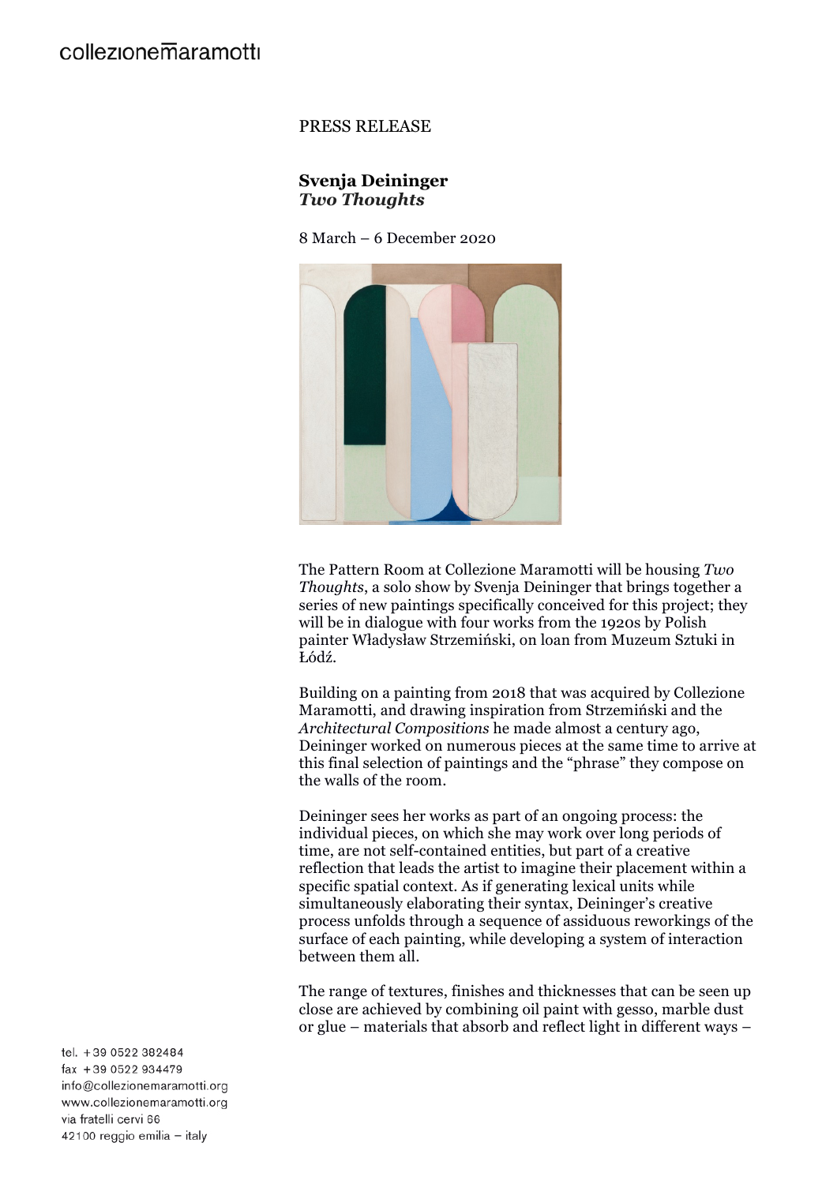collezionemaramotti

PRESS RELEASE

**Svenja Deininger**
***Two Thoughts***

8 March – 6 December 2020

The Pattern Room at Collezione Maramotti will be housing *Two Thoughts*, a solo show by Svenja Deininger that brings together a series of new paintings specifically conceived for this project; they will be in dialogue with four works from the 1920s by Polish painter Władysław Strzemiński, on loan from Muzeum Sztuki in Łódź.

Building on a painting from 2018 that was acquired by Collezione Maramotti, and drawing inspiration from Strzemiński and the *Architectural Compositions* he made almost a century ago, Deininger worked on numerous pieces at the same time to arrive at this final selection of paintings and the "phrase" they compose on the walls of the room.

Deininger sees her works as part of an ongoing process: the individual pieces, on which she may work over long periods of time, are not self-contained entities, but part of a creative reflection that leads the artist to imagine their placement within a specific spatial context. As if generating lexical units while simultaneously elaborating their syntax, Deininger's creative process unfolds through a sequence of assiduous reworkings of the surface of each painting, while developing a system of interaction between them all.

The range of textures, finishes and thicknesses that can be seen up close are achieved by combining oil paint with gesso, marble dust or glue – materials that absorb and reflect light in different ways –

tel. +39 0522 382484
fax +39 0522 934479
info@collezionemaramotti.org
www.collezionemaramotti.org
via fratelli cervi 66
42100 reggio emilia – italy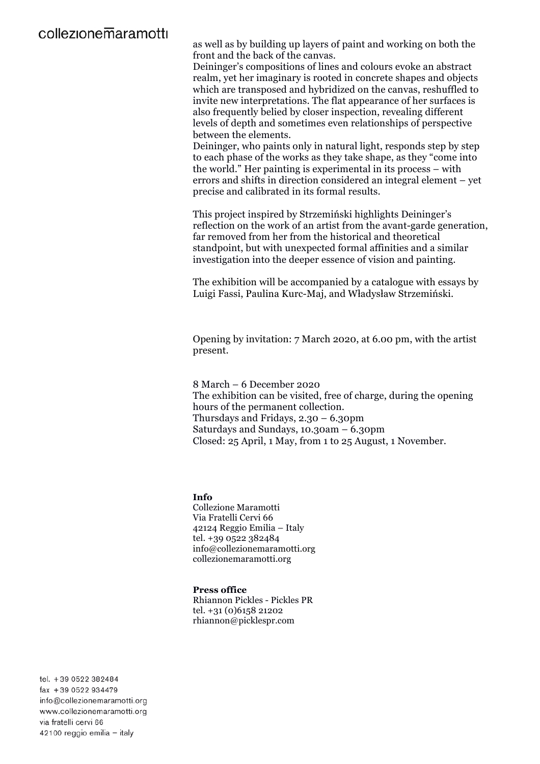as well as by building up layers of paint and working on both the front and the back of the canvas.
Deininger's compositions of lines and colours evoke an abstract realm, yet her imaginary is rooted in concrete shapes and objects which are transposed and hybridized on the canvas, reshuffled to invite new interpretations. The flat appearance of her surfaces is also frequently belied by closer inspection, revealing different levels of depth and sometimes even relationships of perspective between the elements.
Deininger, who paints only in natural light, responds step by step to each phase of the works as they take shape, as they "come into the world." Her painting is experimental in its process – with errors and shifts in direction considered an integral element – yet precise and calibrated in its formal results.

This project inspired by Strzemiński highlights Deininger's reflection on the work of an artist from the avant-garde generation, far removed from her from the historical and theoretical standpoint, but with unexpected formal affinities and a similar investigation into the deeper essence of vision and painting.

The exhibition will be accompanied by a catalogue with essays by Luigi Fassi, Paulina Kurc-Maj, and Władysław Strzemiński.

Opening by invitation: 7 March 2020, at 6.00 pm, with the artist present.

8 March – 6 December 2020
The exhibition can be visited, free of charge, during the opening hours of the permanent collection.
Thursdays and Fridays, 2.30 – 6.30pm
Saturdays and Sundays, 10.30am – 6.30pm
Closed: 25 April, 1 May, from 1 to 25 August, 1 November.

**Info**
Collezione Maramotti
Via Fratelli Cervi 66
42124 Reggio Emilia – Italy
tel. +39 0522 382484
info@collezionemaramotti.org
collezionemaramotti.org

**Press office**
Rhiannon Pickles - Pickles PR
tel. +31 (0)6158 21202
rhiannon@picklespr.com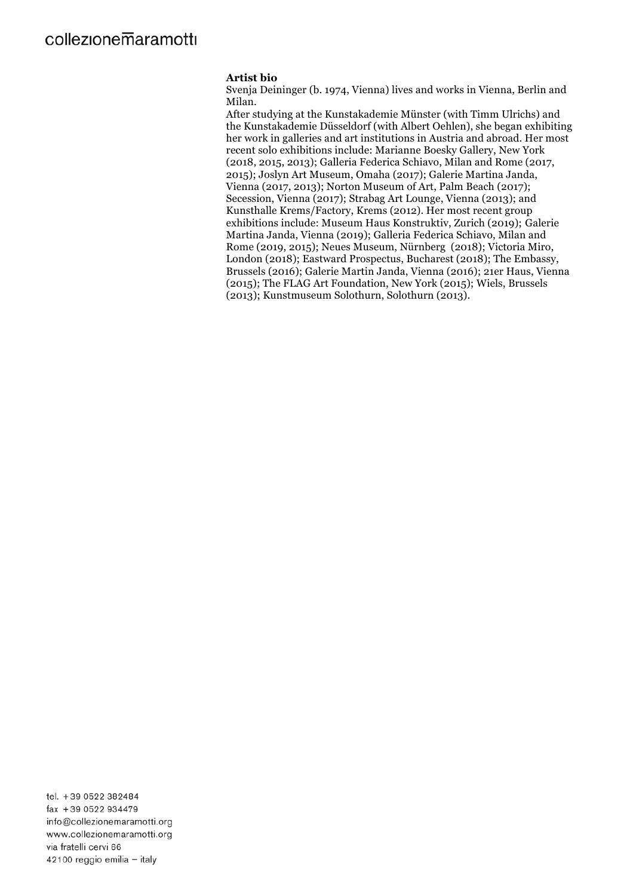**Artist bio**

Svenja Deininger (b. 1974, Vienna) lives and works in Vienna, Berlin and Milan.

After studying at the Kunstakademie Münster (with Timm Ulrichs) and the Kunstakademie Düsseldorf (with Albert Oehlen), she began exhibiting her work in galleries and art institutions in Austria and abroad. Her most recent solo exhibitions include: Marianne Boesky Gallery, New York (2018, 2015, 2013); Galleria Federica Schiavo, Milan and Rome (2017, 2015); Joslyn Art Museum, Omaha (2017); Galerie Martina Janda, Vienna (2017, 2013); Norton Museum of Art, Palm Beach (2017); Secession, Vienna (2017); Strabag Art Lounge, Vienna (2013); and Kunsthalle Krems/Factory, Krems (2012). Her most recent group exhibitions include: Museum Haus Konstruktiv, Zurich (2019); Galerie Martina Janda, Vienna (2019); Galleria Federica Schiavo, Milan and Rome (2019, 2015); Neues Museum, Nürnberg (2018); Victoria Miro, London (2018); Eastward Prospectus, Bucharest (2018); The Embassy, Brussels (2016); Galerie Martin Janda, Vienna (2016); 21er Haus, Vienna (2015); The FLAG Art Foundation, New York (2015); Wiels, Brussels (2013); Kunstmuseum Solothurn, Solothurn (2013).

tel. +39 0522 382484
fax +39 0522 934479
info@collezionemaramotti.org
www.collezionemaramotti.org
via fratelli cervi 66
42100 reggio emilia – italy